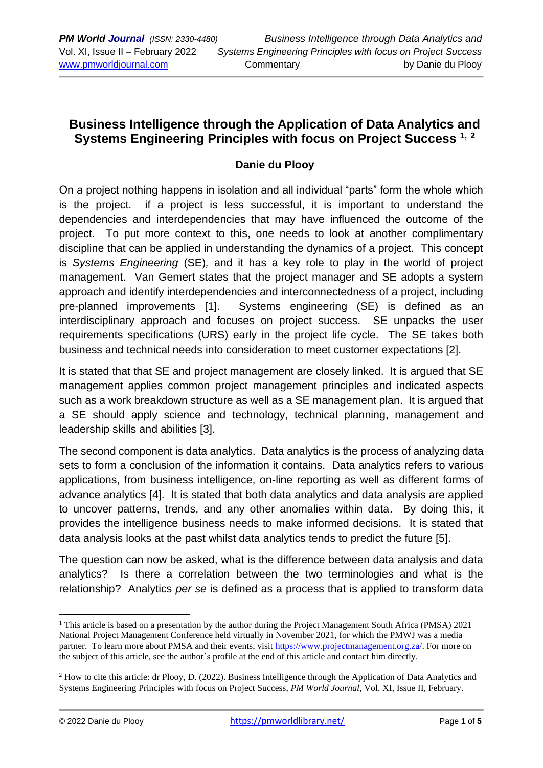# Business Intelligence through the Application of Data Analytics and Systems Engineering Principles with focus on Project Success [1, 2]

**Danie du Plooy**

On a project nothing happens in isolation and all individual "parts" form the whole which is the project. if a project is less successful, it is important to understand the dependencies and interdependencies that may have influenced the outcome of the project. To put more context to this, one needs to look at another complimentary discipline that can be applied in understanding the dynamics of a project. This concept is *Systems Engineering* (SE)*,* and it has a key role to play in the world of project management. Van Gemert states that the project manager and SE adopts a system approach and identify interdependencies and interconnectedness of a project, including pre-planned improvements [1]. Systems engineering (SE) is defined as an interdisciplinary approach and focuses on project success. SE unpacks the user requirements specifications (URS) early in the project life cycle. The SE takes both business and technical needs into consideration to meet customer expectations [2].

It is stated that that SE and project management are closely linked. It is argued that SE management applies common project management principles and indicated aspects such as a work breakdown structure as well as a SE management plan. It is argued that a SE should apply science and technology, technical planning, management and leadership skills and abilities [3].

The second component is data analytics. Data analytics is the process of analyzing data sets to form a conclusion of the information it contains. Data analytics refers to various applications, from business intelligence, on-line reporting as well as different forms of advance analytics [4]. It is stated that both data analytics and data analysis are applied to uncover patterns, trends, and any other anomalies within data. By doing this, it provides the intelligence business needs to make informed decisions. It is stated that data analysis looks at the past whilst data analytics tends to predict the future [5].

The question can now be asked, what is the difference between data analysis and data analytics? Is there a correlation between the two terminologies and what is the relationship? Analytics *per se* is defined as a process that is applied to transform data

---

[1] This article is based on a presentation by the author during the Project Management South Africa (PMSA) 2021 National Project Management Conference held virtually in November 2021, for which the PMWJ was a media partner. To learn more about PMSA and their events, visit https://www.projectmanagement.org.za/. For more on the subject of this article, see the author's profile at the end of this article and contact him directly.

[2] How to cite this article: dr Plooy, D. (2022). Business Intelligence through the Application of Data Analytics and Systems Engineering Principles with focus on Project Success, *PM World Journal*, Vol. XI, Issue II, February.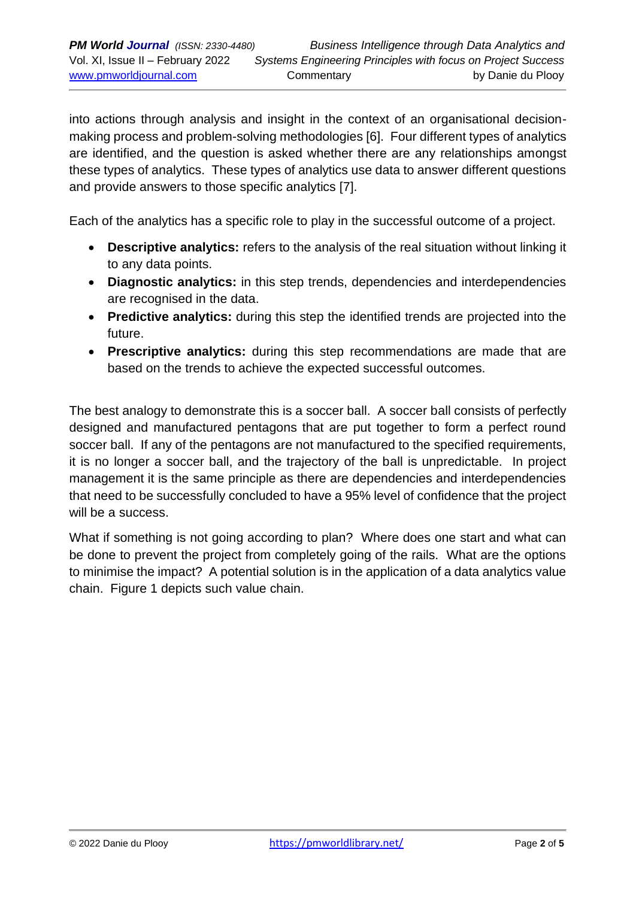into actions through analysis and insight in the context of an organisational decision-making process and problem-solving methodologies [6]. Four different types of analytics are identified, and the question is asked whether there are any relationships amongst these types of analytics. These types of analytics use data to answer different questions and provide answers to those specific analytics [7].

Each of the analytics has a specific role to play in the successful outcome of a project.

- **Descriptive analytics:** refers to the analysis of the real situation without linking it to any data points.
- **Diagnostic analytics:** in this step trends, dependencies and interdependencies are recognised in the data.
- **Predictive analytics:** during this step the identified trends are projected into the future.
- **Prescriptive analytics:** during this step recommendations are made that are based on the trends to achieve the expected successful outcomes.

The best analogy to demonstrate this is a soccer ball. A soccer ball consists of perfectly designed and manufactured pentagons that are put together to form a perfect round soccer ball. If any of the pentagons are not manufactured to the specified requirements, it is no longer a soccer ball, and the trajectory of the ball is unpredictable. In project management it is the same principle as there are dependencies and interdependencies that need to be successfully concluded to have a 95% level of confidence that the project will be a success.

What if something is not going according to plan? Where does one start and what can be done to prevent the project from completely going of the rails. What are the options to minimise the impact? A potential solution is in the application of a data analytics value chain. Figure 1 depicts such value chain.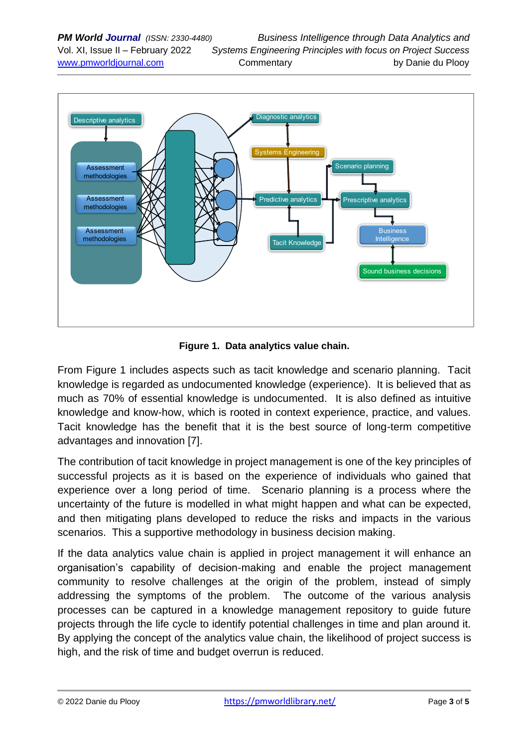**Figure 1. Data analytics value chain.**

From Figure 1 includes aspects such as tacit knowledge and scenario planning. Tacit knowledge is regarded as undocumented knowledge (experience). It is believed that as much as 70% of essential knowledge is undocumented. It is also defined as intuitive knowledge and know-how, which is rooted in context experience, practice, and values. Tacit knowledge has the benefit that it is the best source of long-term competitive advantages and innovation [7].

The contribution of tacit knowledge in project management is one of the key principles of successful projects as it is based on the experience of individuals who gained that experience over a long period of time. Scenario planning is a process where the uncertainty of the future is modelled in what might happen and what can be expected, and then mitigating plans developed to reduce the risks and impacts in the various scenarios. This a supportive methodology in business decision making.

If the data analytics value chain is applied in project management it will enhance an organisation's capability of decision-making and enable the project management community to resolve challenges at the origin of the problem, instead of simply addressing the symptoms of the problem. The outcome of the various analysis processes can be captured in a knowledge management repository to guide future projects through the life cycle to identify potential challenges in time and plan around it. By applying the concept of the analytics value chain, the likelihood of project success is high, and the risk of time and budget overrun is reduced.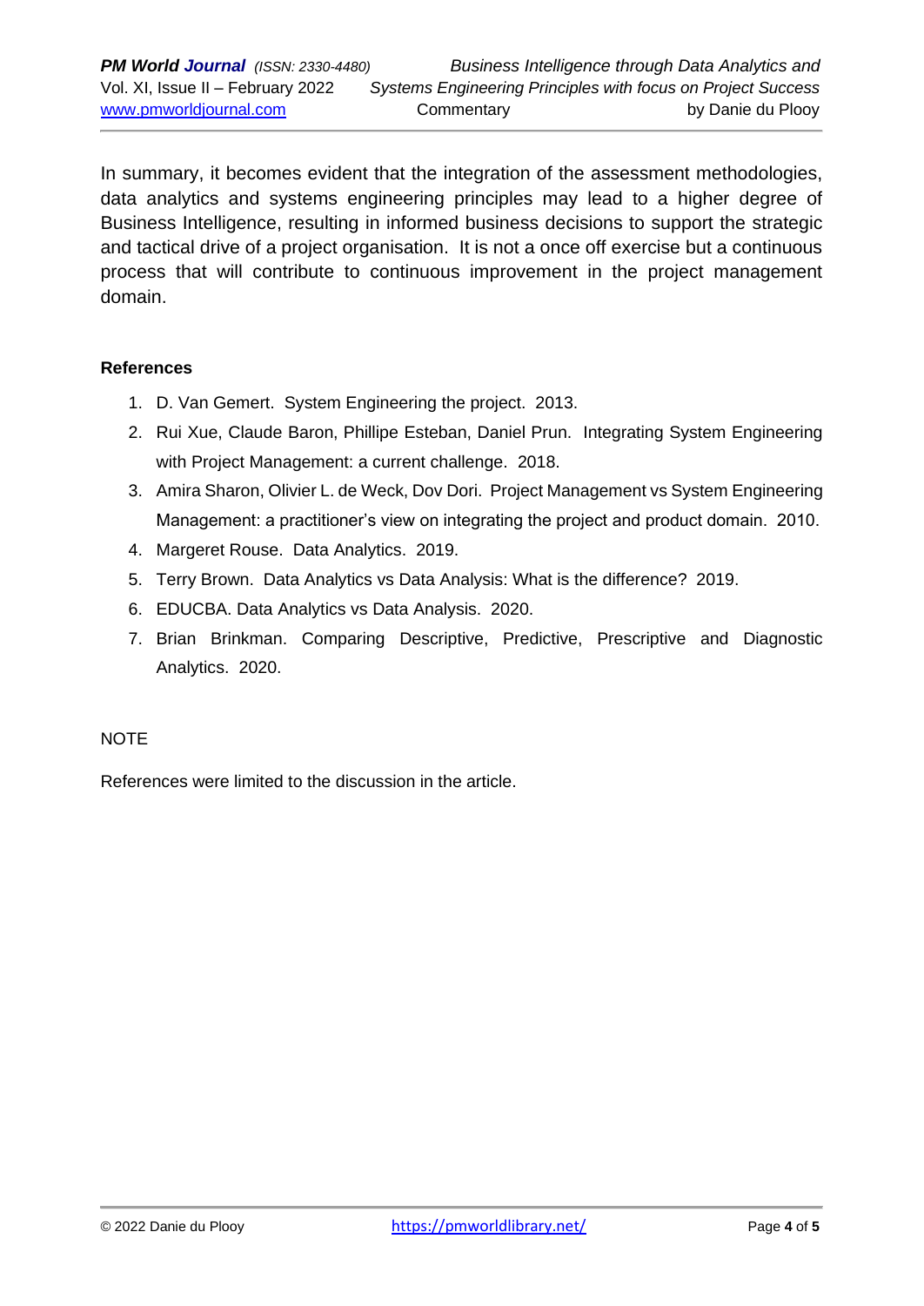In summary, it becomes evident that the integration of the assessment methodologies, data analytics and systems engineering principles may lead to a higher degree of Business Intelligence, resulting in informed business decisions to support the strategic and tactical drive of a project organisation. It is not a once off exercise but a continuous process that will contribute to continuous improvement in the project management domain.

**References**

1. D. Van Gemert. System Engineering the project. 2013.
2. Rui Xue, Claude Baron, Phillipe Esteban, Daniel Prun. Integrating System Engineering with Project Management: a current challenge. 2018.
3. Amira Sharon, Olivier L. de Weck, Dov Dori. Project Management vs System Engineering Management: a practitioner's view on integrating the project and product domain. 2010.
4. Margeret Rouse. Data Analytics. 2019.
5. Terry Brown. Data Analytics vs Data Analysis: What is the difference? 2019.
6. EDUCBA. Data Analytics vs Data Analysis. 2020.
7. Brian Brinkman. Comparing Descriptive, Predictive, Prescriptive and Diagnostic Analytics. 2020.

NOTE

References were limited to the discussion in the article.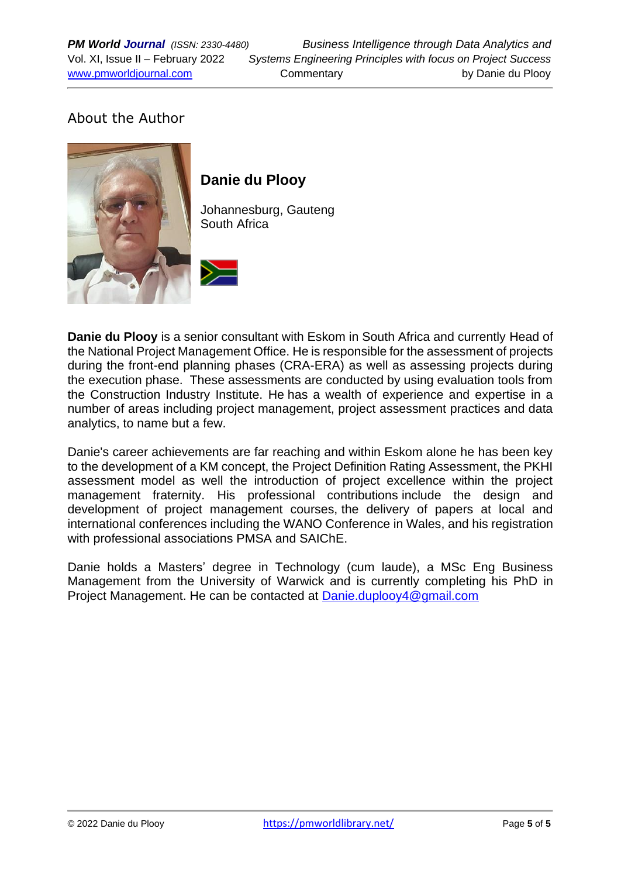## About the Author

### Danie du Plooy

Johannesburg, Gauteng
South Africa

**Danie du Plooy** is a senior consultant with Eskom in South Africa and currently Head of the National Project Management Office. He is responsible for the assessment of projects during the front-end planning phases (CRA-ERA) as well as assessing projects during the execution phase. These assessments are conducted by using evaluation tools from the Construction Industry Institute. He has a wealth of experience and expertise in a number of areas including project management, project assessment practices and data analytics, to name but a few.

Danie's career achievements are far reaching and within Eskom alone he has been key to the development of a KM concept, the Project Definition Rating Assessment, the PKHI assessment model as well the introduction of project excellence within the project management fraternity. His professional contributions include the design and development of project management courses, the delivery of papers at local and international conferences including the WANO Conference in Wales, and his registration with professional associations PMSA and SAIChE.

Danie holds a Masters' degree in Technology (cum laude), a MSc Eng Business Management from the University of Warwick and is currently completing his PhD in Project Management. He can be contacted at Danie.duplooy4@gmail.com